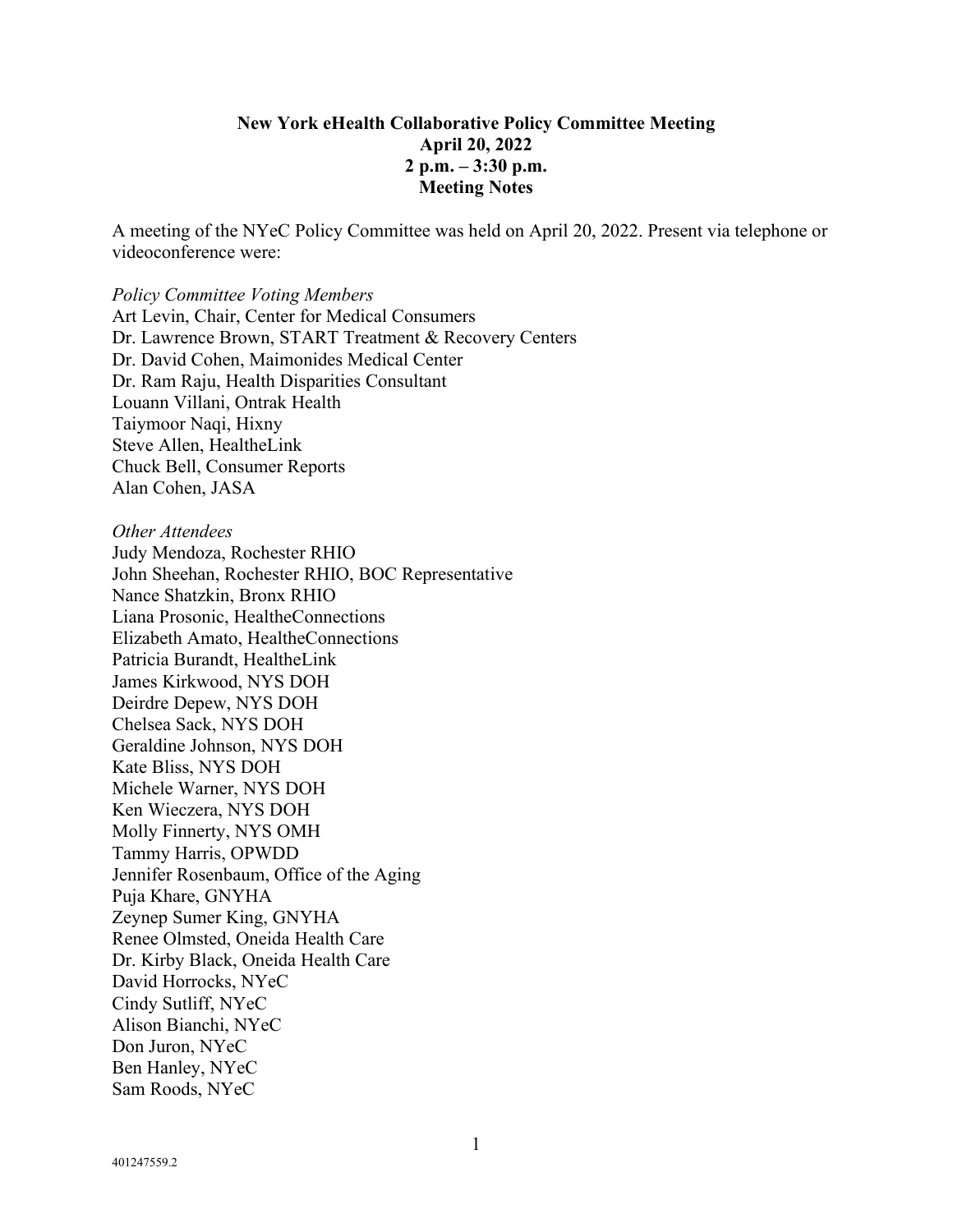**New York eHealth Collaborative Policy Committee Meeting**
**April 20, 2022**
**2 p.m. – 3:30 p.m.**
**Meeting Notes**

A meeting of the NYeC Policy Committee was held on April 20, 2022. Present via telephone or videoconference were:

*Policy Committee Voting Members*
Art Levin, Chair, Center for Medical Consumers
Dr. Lawrence Brown, START Treatment & Recovery Centers
Dr. David Cohen, Maimonides Medical Center
Dr. Ram Raju, Health Disparities Consultant
Louann Villani, Ontrak Health
Taiymoor Naqi, Hixny
Steve Allen, HealtheLink
Chuck Bell, Consumer Reports
Alan Cohen, JASA

*Other Attendees*
Judy Mendoza, Rochester RHIO
John Sheehan, Rochester RHIO, BOC Representative
Nance Shatzkin, Bronx RHIO
Liana Prosonic, HealtheConnections
Elizabeth Amato, HealtheConnections
Patricia Burandt, HealtheLink
James Kirkwood, NYS DOH
Deirdre Depew, NYS DOH
Chelsea Sack, NYS DOH
Geraldine Johnson, NYS DOH
Kate Bliss, NYS DOH
Michele Warner, NYS DOH
Ken Wieczera, NYS DOH
Molly Finnerty, NYS OMH
Tammy Harris, OPWDD
Jennifer Rosenbaum, Office of the Aging
Puja Khare, GNYHA
Zeynep Sumer King, GNYHA
Renee Olmsted, Oneida Health Care
Dr. Kirby Black, Oneida Health Care
David Horrocks, NYeC
Cindy Sutliff, NYeC
Alison Bianchi, NYeC
Don Juron, NYeC
Ben Hanley, NYeC
Sam Roods, NYeC

401247559.2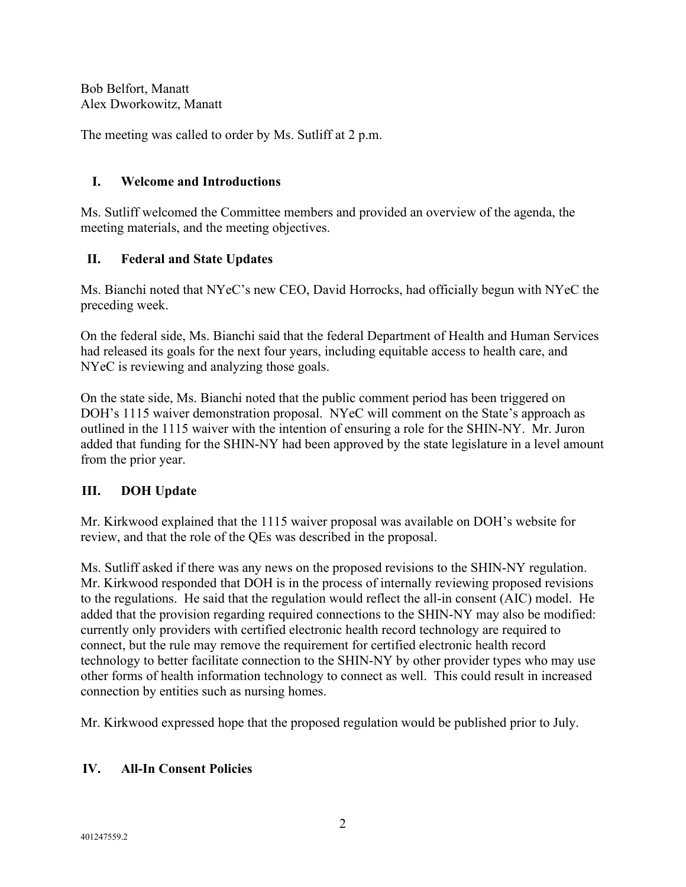Bob Belfort, Manatt
Alex Dworkowitz, Manatt

The meeting was called to order by Ms. Sutliff at 2 p.m.

## I. Welcome and Introductions

Ms. Sutliff welcomed the Committee members and provided an overview of the agenda, the meeting materials, and the meeting objectives.

## II. Federal and State Updates

Ms. Bianchi noted that NYeC's new CEO, David Horrocks, had officially begun with NYeC the preceding week.

On the federal side, Ms. Bianchi said that the federal Department of Health and Human Services had released its goals for the next four years, including equitable access to health care, and NYeC is reviewing and analyzing those goals.

On the state side, Ms. Bianchi noted that the public comment period has been triggered on DOH's 1115 waiver demonstration proposal. NYeC will comment on the State's approach as outlined in the 1115 waiver with the intention of ensuring a role for the SHIN-NY. Mr. Juron added that funding for the SHIN-NY had been approved by the state legislature in a level amount from the prior year.

## III. DOH Update

Mr. Kirkwood explained that the 1115 waiver proposal was available on DOH's website for review, and that the role of the QEs was described in the proposal.

Ms. Sutliff asked if there was any news on the proposed revisions to the SHIN-NY regulation. Mr. Kirkwood responded that DOH is in the process of internally reviewing proposed revisions to the regulations. He said that the regulation would reflect the all-in consent (AIC) model. He added that the provision regarding required connections to the SHIN-NY may also be modified: currently only providers with certified electronic health record technology are required to connect, but the rule may remove the requirement for certified electronic health record technology to better facilitate connection to the SHIN-NY by other provider types who may use other forms of health information technology to connect as well. This could result in increased connection by entities such as nursing homes.

Mr. Kirkwood expressed hope that the proposed regulation would be published prior to July.

## IV. All-In Consent Policies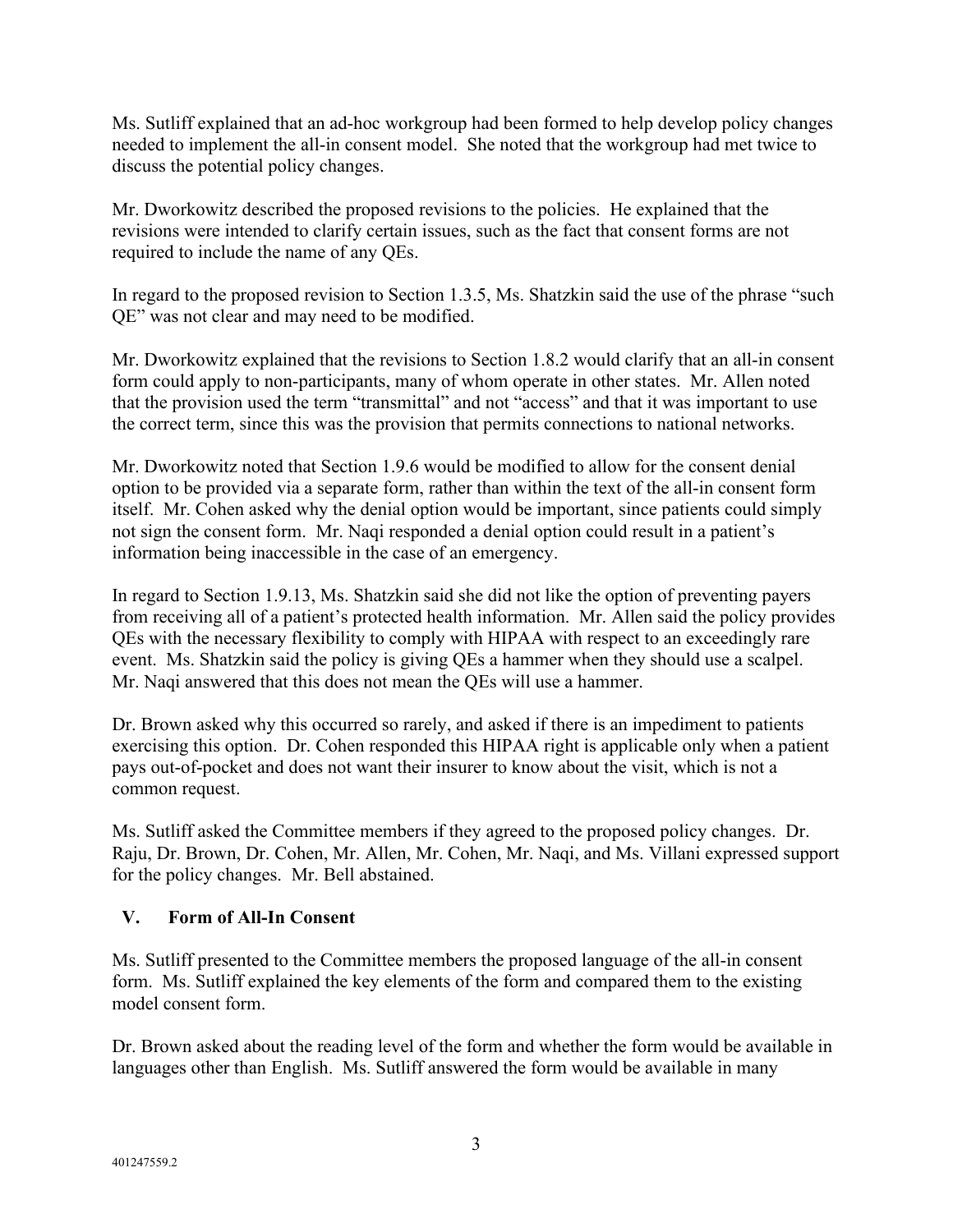Ms. Sutliff explained that an ad-hoc workgroup had been formed to help develop policy changes needed to implement the all-in consent model. She noted that the workgroup had met twice to discuss the potential policy changes.

Mr. Dworkowitz described the proposed revisions to the policies. He explained that the revisions were intended to clarify certain issues, such as the fact that consent forms are not required to include the name of any QEs.

In regard to the proposed revision to Section 1.3.5, Ms. Shatzkin said the use of the phrase "such QE" was not clear and may need to be modified.

Mr. Dworkowitz explained that the revisions to Section 1.8.2 would clarify that an all-in consent form could apply to non-participants, many of whom operate in other states. Mr. Allen noted that the provision used the term "transmittal" and not "access" and that it was important to use the correct term, since this was the provision that permits connections to national networks.

Mr. Dworkowitz noted that Section 1.9.6 would be modified to allow for the consent denial option to be provided via a separate form, rather than within the text of the all-in consent form itself. Mr. Cohen asked why the denial option would be important, since patients could simply not sign the consent form. Mr. Naqi responded a denial option could result in a patient's information being inaccessible in the case of an emergency.

In regard to Section 1.9.13, Ms. Shatzkin said she did not like the option of preventing payers from receiving all of a patient's protected health information. Mr. Allen said the policy provides QEs with the necessary flexibility to comply with HIPAA with respect to an exceedingly rare event. Ms. Shatzkin said the policy is giving QEs a hammer when they should use a scalpel. Mr. Naqi answered that this does not mean the QEs will use a hammer.

Dr. Brown asked why this occurred so rarely, and asked if there is an impediment to patients exercising this option. Dr. Cohen responded this HIPAA right is applicable only when a patient pays out-of-pocket and does not want their insurer to know about the visit, which is not a common request.

Ms. Sutliff asked the Committee members if they agreed to the proposed policy changes. Dr. Raju, Dr. Brown, Dr. Cohen, Mr. Allen, Mr. Cohen, Mr. Naqi, and Ms. Villani expressed support for the policy changes. Mr. Bell abstained.

## V. Form of All-In Consent

Ms. Sutliff presented to the Committee members the proposed language of the all-in consent form. Ms. Sutliff explained the key elements of the form and compared them to the existing model consent form.

Dr. Brown asked about the reading level of the form and whether the form would be available in languages other than English. Ms. Sutliff answered the form would be available in many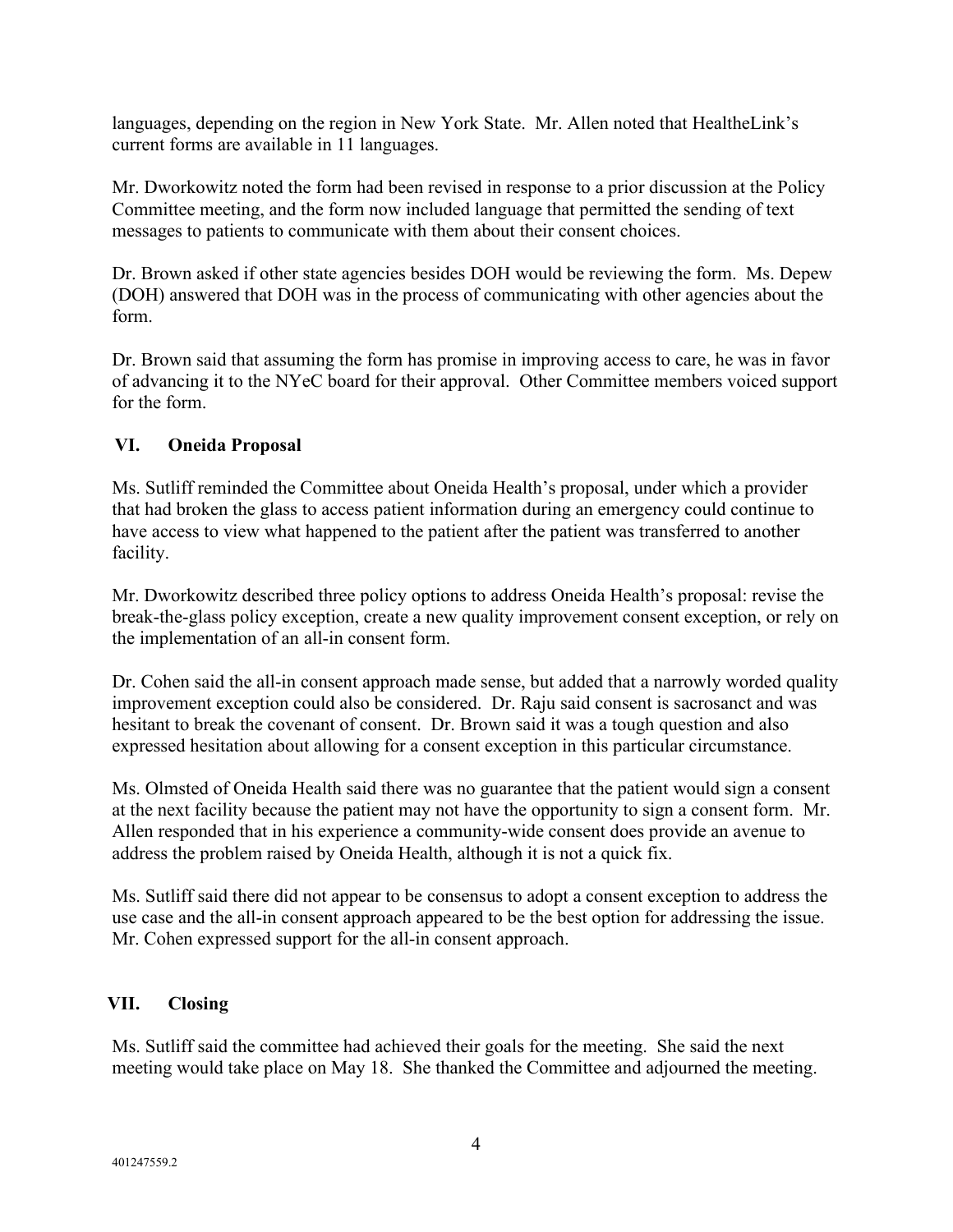languages, depending on the region in New York State. Mr. Allen noted that HealtheLink's current forms are available in 11 languages.

Mr. Dworkowitz noted the form had been revised in response to a prior discussion at the Policy Committee meeting, and the form now included language that permitted the sending of text messages to patients to communicate with them about their consent choices.

Dr. Brown asked if other state agencies besides DOH would be reviewing the form. Ms. Depew (DOH) answered that DOH was in the process of communicating with other agencies about the form.

Dr. Brown said that assuming the form has promise in improving access to care, he was in favor of advancing it to the NYeC board for their approval. Other Committee members voiced support for the form.

## VI. Oneida Proposal

Ms. Sutliff reminded the Committee about Oneida Health's proposal, under which a provider that had broken the glass to access patient information during an emergency could continue to have access to view what happened to the patient after the patient was transferred to another facility.

Mr. Dworkowitz described three policy options to address Oneida Health's proposal: revise the break-the-glass policy exception, create a new quality improvement consent exception, or rely on the implementation of an all-in consent form.

Dr. Cohen said the all-in consent approach made sense, but added that a narrowly worded quality improvement exception could also be considered. Dr. Raju said consent is sacrosanct and was hesitant to break the covenant of consent. Dr. Brown said it was a tough question and also expressed hesitation about allowing for a consent exception in this particular circumstance.

Ms. Olmsted of Oneida Health said there was no guarantee that the patient would sign a consent at the next facility because the patient may not have the opportunity to sign a consent form. Mr. Allen responded that in his experience a community-wide consent does provide an avenue to address the problem raised by Oneida Health, although it is not a quick fix.

Ms. Sutliff said there did not appear to be consensus to adopt a consent exception to address the use case and the all-in consent approach appeared to be the best option for addressing the issue. Mr. Cohen expressed support for the all-in consent approach.

## VII. Closing

Ms. Sutliff said the committee had achieved their goals for the meeting. She said the next meeting would take place on May 18. She thanked the Committee and adjourned the meeting.

401247559.2